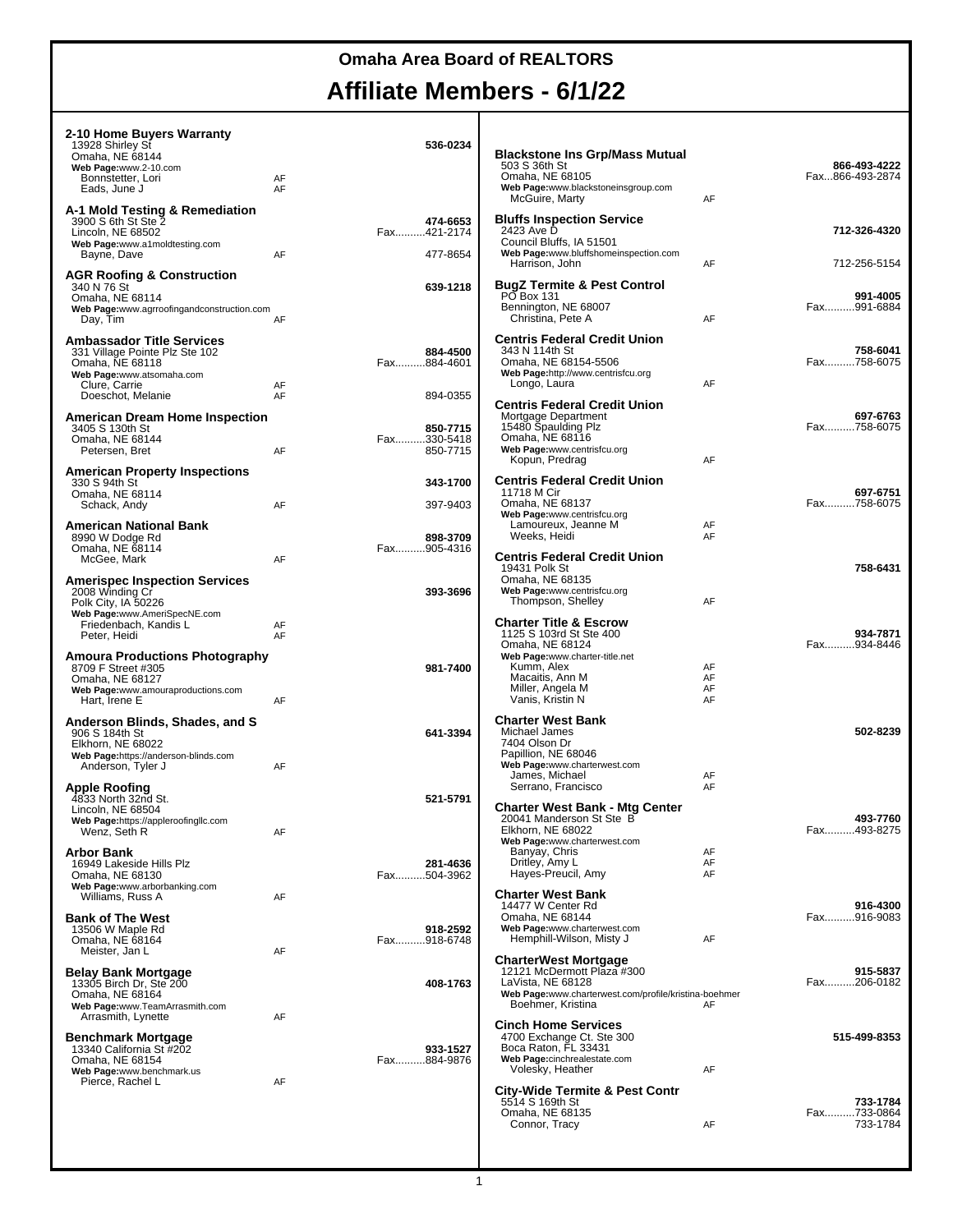# Omaha Area Board of REALTORS

## Affiliate Members - 6/1/22

**2-10 Home Buyers Warranty**
13928 Shirley St
Omaha, NE 68144
**Web Page:**www.2-10.com
Bonnstetter, Lori — AF
Eads, June J — AF
**536-0234**

**A-1 Mold Testing & Remediation**
3900 S 6th St Ste 2
Lincoln, NE 68502
**Web Page:**www.a1moldtesting.com
Bayne, Dave — AF — 477-8654
**474-6653**
Fax..........421-2174

**AGR Roofing & Construction**
340 N 76 St
Omaha, NE 68114
**Web Page:**www.agrroofingandconstruction.com
Day, Tim — AF
**639-1218**

**Ambassador Title Services**
331 Village Pointe Plz Ste 102
Omaha, NE 68118
**Web Page:**www.atsomaha.com
Clure, Carrie — AF
Doeschot, Melanie — AF — 894-0355
**884-4500**
Fax..........884-4601

**American Dream Home Inspection**
3405 S 130th St
Omaha, NE 68144
Petersen, Bret — AF — 850-7715
**850-7715**
Fax..........330-5418

**American Property Inspections**
330 S 94th St
Omaha, NE 68114
Schack, Andy — AF — 397-9403
**343-1700**

**American National Bank**
8990 W Dodge Rd
Omaha, NE 68114
McGee, Mark — AF
**898-3709**
Fax..........905-4316

**Amerispec Inspection Services**
2008 Winding Cr
Polk City, IA 50226
**Web Page:**www.AmeriSpecNE.com
Friedenbach, Kandis L — AF
Peter, Heidi — AF
**393-3696**

**Amoura Productions Photography**
8709 F Street #305
Omaha, NE 68127
**Web Page:**www.amouraproductions.com
Hart, Irene E — AF
**981-7400**

**Anderson Blinds, Shades, and S**
906 S 184th St
Elkhorn, NE 68022
**Web Page:**https://anderson-blinds.com
Anderson, Tyler J — AF
**641-3394**

**Apple Roofing**
4833 North 32nd St.
Lincoln, NE 68504
**Web Page:**https://appleroofingllc.com
Wenz, Seth R — AF
**521-5791**

**Arbor Bank**
16949 Lakeside Hills Plz
Omaha, NE 68130
**Web Page:**www.arborbanking.com
Williams, Russ A — AF
**281-4636**
Fax..........504-3962

**Bank of The West**
13506 W Maple Rd
Omaha, NE 68164
Meister, Jan L — AF
**918-2592**
Fax..........918-6748

**Belay Bank Mortgage**
13305 Birch Dr, Ste 200
Omaha, NE 68164
**Web Page:**www.TeamArrasmith.com
Arrasmith, Lynette — AF
**408-1763**

**Benchmark Mortgage**
13340 California St #202
Omaha, NE 68154
**Web Page:**www.benchmark.us
Pierce, Rachel L — AF
**933-1527**
Fax..........884-9876

**Blackstone Ins Grp/Mass Mutual**
503 S 36th St
Omaha, NE 68105
**Web Page:**www.blackstoneinsgroup.com
McGuire, Marty — AF
**866-493-4222**
Fax...866-493-2874

**Bluffs Inspection Service**
2423 Ave D
Council Bluffs, IA 51501
**Web Page:**www.bluffshomeinspection.com
Harrison, John — AF — 712-256-5154
**712-326-4320**

**BugZ Termite & Pest Control**
PO Box 131
Bennington, NE 68007
Christina, Pete A — AF
**991-4005**
Fax..........991-6884

**Centris Federal Credit Union**
343 N 114th St
Omaha, NE 68154-5506
**Web Page:**http://www.centrisfcu.org
Longo, Laura — AF
**758-6041**
Fax..........758-6075

**Centris Federal Credit Union**
Mortgage Department
15480 Spaulding Plz
Omaha, NE 68116
**Web Page:**www.centrisfcu.org
Kopun, Predrag — AF
**697-6763**
Fax..........758-6075

**Centris Federal Credit Union**
11718 M Cir
Omaha, NE 68137
**Web Page:**www.centrisfcu.org
Lamoureux, Jeanne M — AF
Weeks, Heidi — AF
**697-6751**
Fax..........758-6075

**Centris Federal Credit Union**
19431 Polk St
Omaha, NE 68135
**Web Page:**www.centrisfcu.org
Thompson, Shelley — AF
**758-6431**

**Charter Title & Escrow**
1125 S 103rd St Ste 400
Omaha, NE 68124
**Web Page:**www.charter-title.net
Kumm, Alex — AF
Macaitis, Ann M — AF
Miller, Angela M — AF
Vanis, Kristin N — AF
**934-7871**
Fax..........934-8446

**Charter West Bank**
Michael James
7404 Olson Dr
Papillion, NE 68046
**Web Page:**www.charterwest.com
James, Michael — AF
Serrano, Francisco — AF
**502-8239**

**Charter West Bank - Mtg Center**
20041 Manderson St Ste B
Elkhorn, NE 68022
**Web Page:**www.charterwest.com
Banyay, Chris — AF
Dritley, Amy L — AF
Hayes-Preucil, Amy — AF
**493-7760**
Fax..........493-8275

**Charter West Bank**
14477 W Center Rd
Omaha, NE 68144
**Web Page:**www.charterwest.com
Hemphill-Wilson, Misty J — AF
**916-4300**
Fax..........916-9083

**CharterWest Mortgage**
12121 McDermott Plaza #300
LaVista, NE 68128
**Web Page:**www.charterwest.com/profile/kristina-boehmer
Boehmer, Kristina — AF
**915-5837**
Fax..........206-0182

**Cinch Home Services**
4700 Exchange Ct. Ste 300
Boca Raton, FL 33431
**Web Page:**cinchrealestate.com
Volesky, Heather — AF
**515-499-8353**

**City-Wide Termite & Pest Contr**
5514 S 169th St
Omaha, NE 68135
Connor, Tracy — AF — 733-1784
**733-1784**
Fax..........733-0864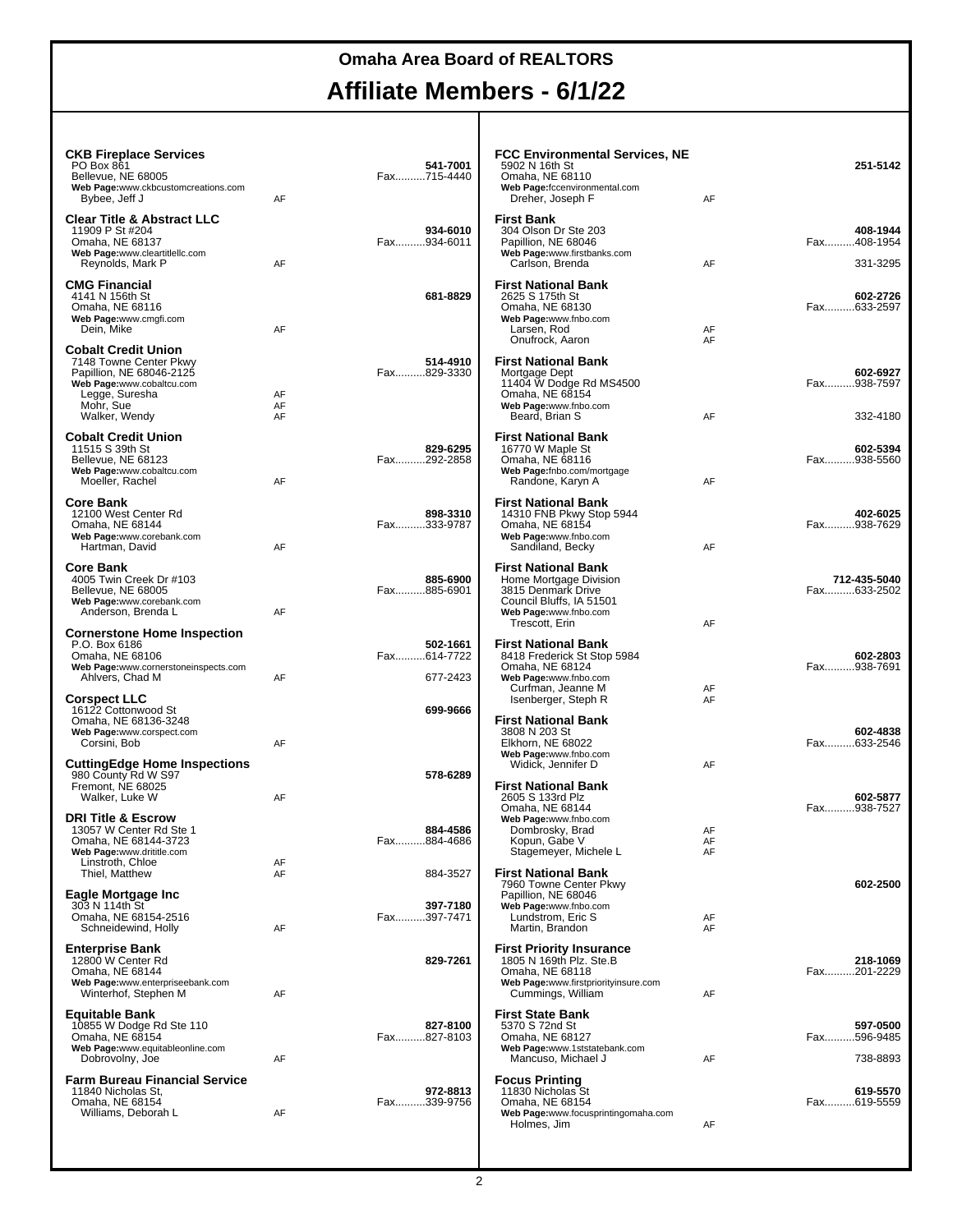# Omaha Area Board of REALTORS

## Affiliate Members - 6/1/22

**CKB Fireplace Services**
PO Box 861
Bellevue, NE 68005
**Web Page:** www.ckbcustomcreations.com
Bybee, Jeff J — AF
**541-7001**
Fax..........715-4440

**Clear Title & Abstract LLC**
11909 P St #204
Omaha, NE 68137
**Web Page:** www.cleartitlellc.com
Reynolds, Mark P — AF
**934-6010**
Fax..........934-6011

**CMG Financial**
4141 N 156th St
Omaha, NE 68116
**Web Page:** www.cmgfi.com
Dein, Mike — AF
**681-8829**

**Cobalt Credit Union**
7148 Towne Center Pkwy
Papillion, NE 68046-2125
**Web Page:** www.cobaltcu.com
Legge, Suresha — AF
Mohr, Sue — AF
Walker, Wendy — AF
**514-4910**
Fax..........829-3330

**Cobalt Credit Union**
11515 S 39th St
Bellevue, NE 68123
**Web Page:** www.cobaltcu.com
Moeller, Rachel — AF
**829-6295**
Fax..........292-2858

**Core Bank**
12100 West Center Rd
Omaha, NE 68144
**Web Page:** www.corebank.com
Hartman, David — AF
**898-3310**
Fax..........333-9787

**Core Bank**
4005 Twin Creek Dr #103
Bellevue, NE 68005
**Web Page:** www.corebank.com
Anderson, Brenda L — AF
**885-6900**
Fax..........885-6901

**Cornerstone Home Inspection**
P.O. Box 6186
Omaha, NE 68106
**Web Page:** www.cornerstoneinspects.com
Ahlvers, Chad M — AF — 677-2423
**502-1661**
Fax..........614-7722

**Corspect LLC**
16122 Cottonwood St
Omaha, NE 68136-3248
**Web Page:** www.corspect.com
Corsini, Bob — AF
**699-9666**

**CuttingEdge Home Inspections**
980 County Rd W S97
Fremont, NE 68025
Walker, Luke W — AF
**578-6289**

**DRI Title & Escrow**
13057 W Center Rd Ste 1
Omaha, NE 68144-3723
**Web Page:** www.drititle.com
Linstroth, Chloe — AF
Thiel, Matthew — AF — 884-3527
**884-4586**
Fax..........884-4686

**Eagle Mortgage Inc**
303 N 114th St
Omaha, NE 68154-2516
Schneidewind, Holly — AF
**397-7180**
Fax..........397-7471

**Enterprise Bank**
12800 W Center Rd
Omaha, NE 68144
**Web Page:** www.enterpriseebank.com
Winterhof, Stephen M — AF
**829-7261**

**Equitable Bank**
10855 W Dodge Rd Ste 110
Omaha, NE 68154
**Web Page:** www.equitableonline.com
Dobrovolny, Joe — AF
**827-8100**
Fax..........827-8103

**Farm Bureau Financial Service**
11840 Nicholas St,
Omaha, NE 68154
Williams, Deborah L — AF
**972-8813**
Fax..........339-9756

**FCC Environmental Services, NE**
5902 N 16th St
Omaha, NE 68110
**Web Page:** fccenvironmental.com
Dreher, Joseph F — AF
**251-5142**

**First Bank**
304 Olson Dr Ste 203
Papillion, NE 68046
**Web Page:** www.firstbanks.com
Carlson, Brenda — AF — 331-3295
**408-1944**
Fax..........408-1954

**First National Bank**
2625 S 175th St
Omaha, NE 68130
**Web Page:** www.fnbo.com
Larsen, Rod — AF
Onufrock, Aaron — AF
**602-2726**
Fax..........633-2597

**First National Bank**
Mortgage Dept
11404 W Dodge Rd MS4500
Omaha, NE 68154
**Web Page:** www.fnbo.com
Beard, Brian S — AF — 332-4180
**602-6927**
Fax..........938-7597

**First National Bank**
16770 W Maple St
Omaha, NE 68116
**Web Page:** fnbo.com/mortgage
Randone, Karyn A — AF
**602-5394**
Fax..........938-5560

**First National Bank**
14310 FNB Pkwy Stop 5944
Omaha, NE 68154
**Web Page:** www.fnbo.com
Sandiland, Becky — AF
**402-6025**
Fax..........938-7629

**First National Bank**
Home Mortgage Division
3815 Denmark Drive
Council Bluffs, IA 51501
**Web Page:** www.fnbo.com
Trescott, Erin — AF
**712-435-5040**
Fax..........633-2502

**First National Bank**
8418 Frederick St Stop 5984
Omaha, NE 68124
**Web Page:** www.fnbo.com
Curfman, Jeanne M — AF
Isenberger, Steph R — AF
**602-2803**
Fax..........938-7691

**First National Bank**
3808 N 203 St
Elkhorn, NE 68022
**Web Page:** www.fnbo.com
Widick, Jennifer D — AF
**602-4838**
Fax..........633-2546

**First National Bank**
2605 S 133rd Plz
Omaha, NE 68144
**Web Page:** www.fnbo.com
Dombrosky, Brad — AF
Kopun, Gabe V — AF
Stagemeyer, Michele L — AF
**602-5877**
Fax..........938-7527

**First National Bank**
7960 Towne Center Pkwy
Papillion, NE 68046
**Web Page:** www.fnbo.com
Lundstrom, Eric S — AF
Martin, Brandon — AF
**602-2500**

**First Priority Insurance**
1805 N 169th Plz. Ste.B
Omaha, NE 68118
**Web Page:** www.firstpriorityinsure.com
Cummings, William — AF
**218-1069**
Fax..........201-2229

**First State Bank**
5370 S 72nd St
Omaha, NE 68127
**Web Page:** www.1ststatebank.com
Mancuso, Michael J — AF — 738-8893
**597-0500**
Fax..........596-9485

**Focus Printing**
11830 Nicholas St
Omaha, NE 68154
**Web Page:** www.focusprintingomaha.com
Holmes, Jim — AF
**619-5570**
Fax..........619-5559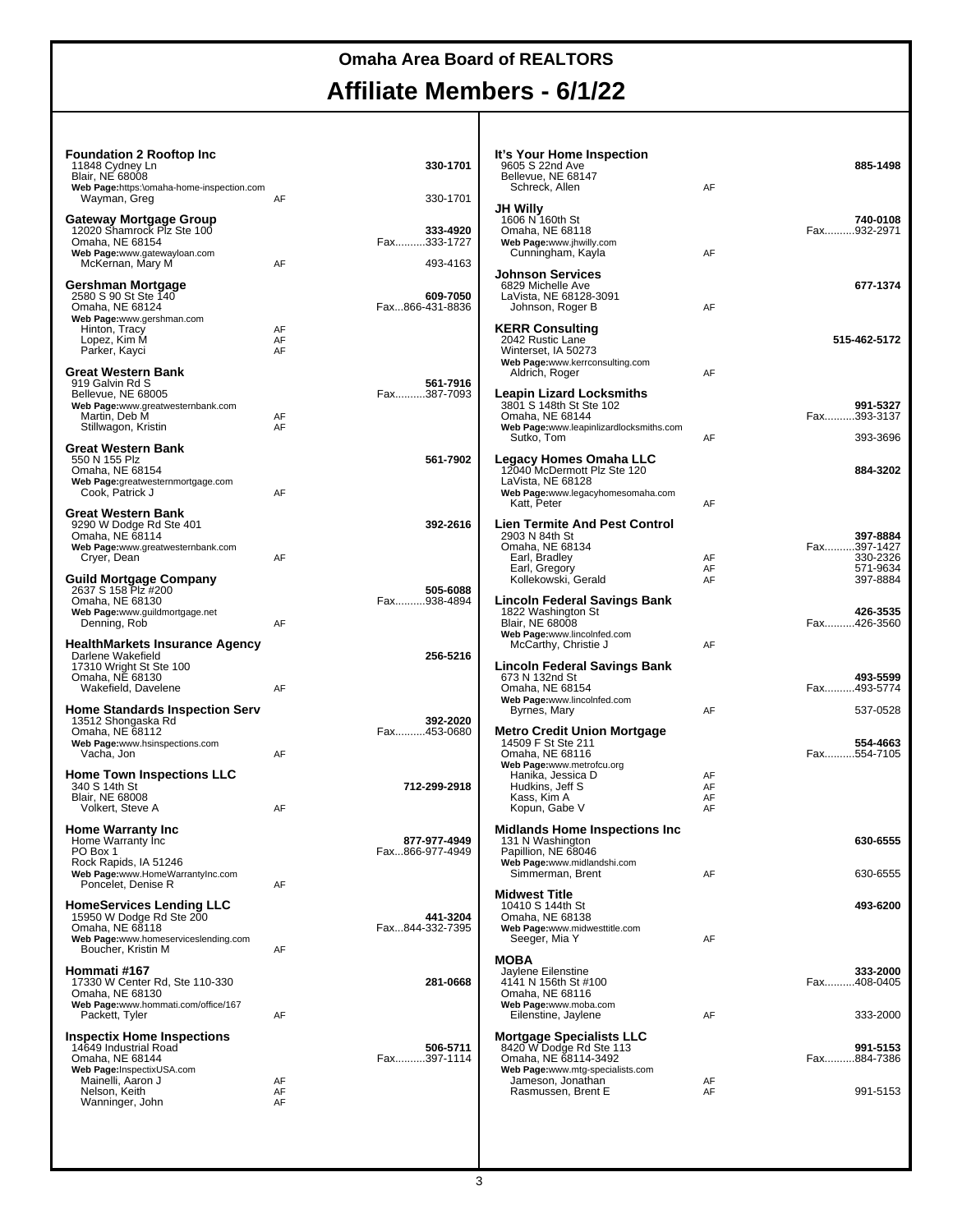# Omaha Area Board of REALTORS

## Affiliate Members - 6/1/22

**Foundation 2 Rooftop Inc** — **330-1701**
11848 Cydney Ln
Blair, NE 68008
Web Page: https:\omaha-home-inspection.com
Wayman, Greg — AF — 330-1701

**Gateway Mortgage Group** — **333-4920** — Fax..........333-1727
12020 Shamrock Plz Ste 100
Omaha, NE 68154
Web Page: www.gatewayloan.com
McKernan, Mary M — AF — 493-4163

**Gershman Mortgage** — **609-7050** — Fax...866-431-8836
2580 S 90 St Ste 140
Omaha, NE 68124
Web Page: www.gershman.com
Hinton, Tracy — AF
Lopez, Kim M — AF
Parker, Kayci — AF

**Great Western Bank** — **561-7916** — Fax..........387-7093
919 Galvin Rd S
Bellevue, NE 68005
Web Page: www.greatwesternbank.com
Martin, Deb M — AF
Stillwagon, Kristin — AF

**Great Western Bank** — **561-7902**
550 N 155 Plz
Omaha, NE 68154
Web Page: greatwesternmortgage.com
Cook, Patrick J — AF

**Great Western Bank** — **392-2616**
9290 W Dodge Rd Ste 401
Omaha, NE 68114
Web Page: www.greatwesternbank.com
Cryer, Dean — AF

**Guild Mortgage Company** — **505-6088** — Fax..........938-4894
2637 S 158 Plz #200
Omaha, NE 68130
Web Page: www.guildmortgage.net
Denning, Rob — AF

**HealthMarkets Insurance Agency** — **256-5216**
Darlene Wakefield
17310 Wright St Ste 100
Omaha, NE 68130
Wakefield, Davelene — AF

**Home Standards Inspection Serv** — **392-2020** — Fax..........453-0680
13512 Shongaska Rd
Omaha, NE 68112
Web Page: www.hsinspections.com
Vacha, Jon — AF

**Home Town Inspections LLC** — **712-299-2918**
340 S 14th St
Blair, NE 68008
Volkert, Steve A — AF

**Home Warranty Inc** — **877-977-4949** — Fax...866-977-4949
Home Warranty Inc
PO Box 1
Rock Rapids, IA 51246
Web Page: www.HomeWarrantyInc.com
Poncelet, Denise R — AF

**HomeServices Lending LLC** — **441-3204** — Fax...844-332-7395
15950 W Dodge Rd Ste 200
Omaha, NE 68118
Web Page: www.homeserviceslending.com
Boucher, Kristin M — AF

**Hommati #167** — **281-0668**
17330 W Center Rd, Ste 110-330
Omaha, NE 68130
Web Page: www.hommati.com/office/167
Packett, Tyler — AF

**Inspectix Home Inspections** — **506-5711** — Fax..........397-1114
14649 Industrial Road
Omaha, NE 68144
Web Page: InspectixUSA.com
Mainelli, Aaron J — AF
Nelson, Keith — AF
Wanninger, John — AF

**It's Your Home Inspection** — **885-1498**
9605 S 22nd Ave
Bellevue, NE 68147
Schreck, Allen — AF

**JH Willy** — **740-0108** — Fax..........932-2971
1606 N 160th St
Omaha, NE 68118
Web Page: www.jhwilly.com
Cunningham, Kayla — AF

**Johnson Services** — **677-1374**
6829 Michelle Ave
LaVista, NE 68128-3091
Johnson, Roger B — AF

**KERR Consulting** — **515-462-5172**
2042 Rustic Lane
Winterset, IA 50273
Web Page: www.kerrconsulting.com
Aldrich, Roger — AF

**Leapin Lizard Locksmiths** — **991-5327** — Fax..........393-3137
3801 S 148th St Ste 102
Omaha, NE 68144
Web Page: www.leapinlizardlocksmiths.com
Sutko, Tom — AF — 393-3696

**Legacy Homes Omaha LLC** — **884-3202**
12040 McDermott Plz Ste 120
LaVista, NE 68128
Web Page: www.legacyhomesomaha.com
Katt, Peter — AF

**Lien Termite And Pest Control** — **397-8884** — Fax..........397-1427
2903 N 84th St
Omaha, NE 68134
Earl, Bradley — AF — 330-2326
Earl, Gregory — AF — 571-9634
Kollekowski, Gerald — AF — 397-8884

**Lincoln Federal Savings Bank** — **426-3535** — Fax..........426-3560
1822 Washington St
Blair, NE 68008
Web Page: www.lincolnfed.com
McCarthy, Christie J — AF

**Lincoln Federal Savings Bank** — **493-5599** — Fax..........493-5774
673 N 132nd St
Omaha, NE 68154
Web Page: www.lincolnfed.com
Byrnes, Mary — AF — 537-0528

**Metro Credit Union Mortgage** — **554-4663** — Fax..........554-7105
14509 F St Ste 211
Omaha, NE 68116
Web Page: www.metrofcu.org
Hanika, Jessica D — AF
Hudkins, Jeff S — AF
Kass, Kim A — AF
Kopun, Gabe V — AF

**Midlands Home Inspections Inc** — **630-6555**
131 N Washington
Papillion, NE 68046
Web Page: www.midlandshi.com
Simmerman, Brent — AF — 630-6555

**Midwest Title** — **493-6200**
10410 S 144th St
Omaha, NE 68138
Web Page: www.midwesttitle.com
Seeger, Mia Y — AF

**MOBA** — **333-2000** — Fax..........408-0405
Jaylene Eilenstine
4141 N 156th St #100
Omaha, NE 68116
Web Page: www.moba.com
Eilenstine, Jaylene — AF — 333-2000

**Mortgage Specialists LLC** — **991-5153** — Fax..........884-7386
8420 W Dodge Rd Ste 113
Omaha, NE 68114-3492
Web Page: www.mtg-specialists.com
Jameson, Jonathan — AF
Rasmussen, Brent E — AF — 991-5153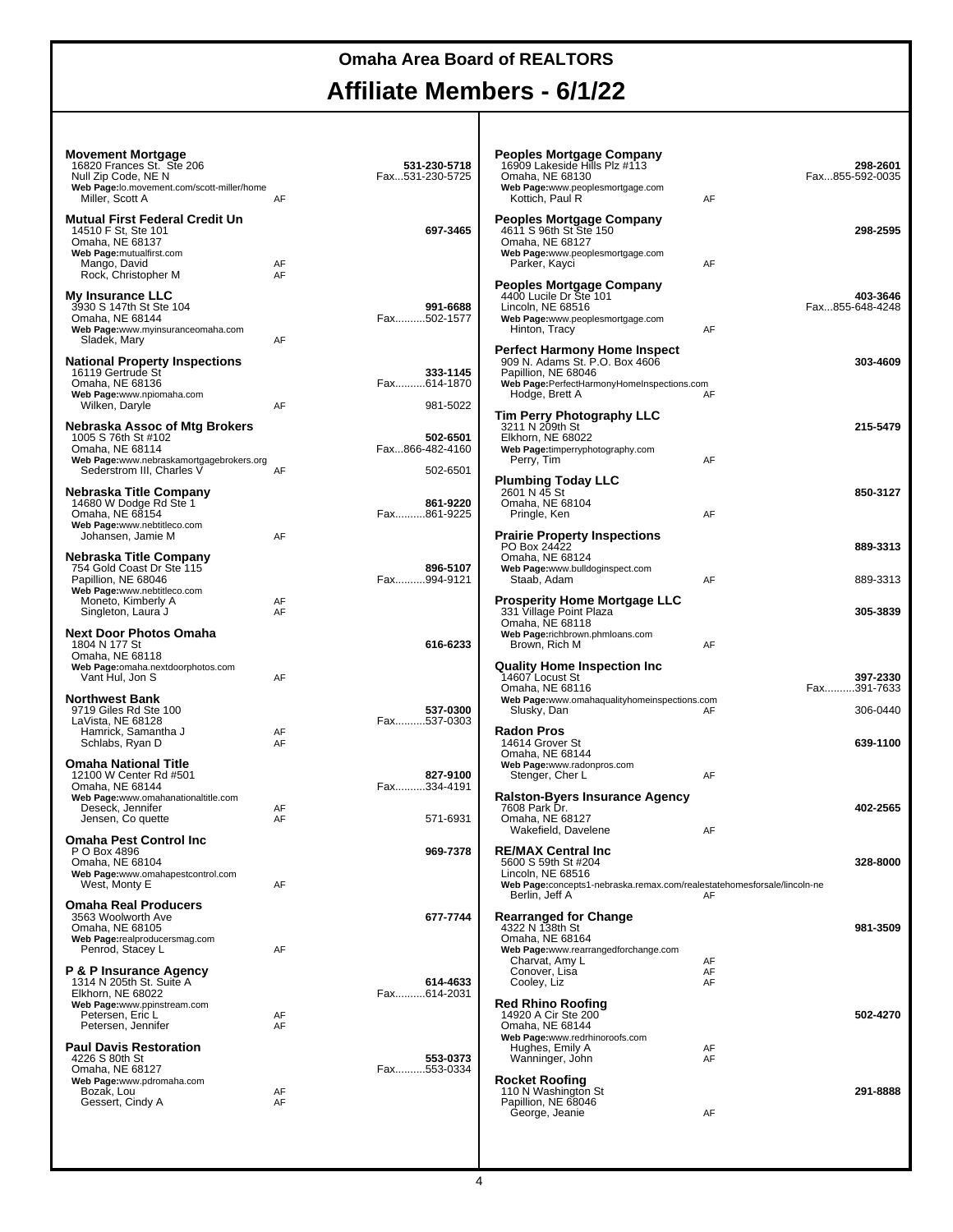# Omaha Area Board of REALTORS

# Affiliate Members - 6/1/22

**Movement Mortgage**
16820 Frances St. Ste 206
Null Zip Code, NE N
**Web Page:**lo.movement.com/scott-miller/home
Miller, Scott A — AF
**531-230-5718**
Fax...531-230-5725

**Mutual First Federal Credit Un**
14510 F St, Ste 101
Omaha, NE 68137
**Web Page:**mutualfirst.com
Mango, David — AF
Rock, Christopher M — AF
**697-3465**

**My Insurance LLC**
3930 S 147th St Ste 104
Omaha, NE 68144
**Web Page:**www.myinsuranceomaha.com
Sladek, Mary — AF
**991-6688**
Fax..........502-1577

**National Property Inspections**
16119 Gertrude St
Omaha, NE 68136
**Web Page:**www.npiomaha.com
Wilken, Daryle — AF — 981-5022
**333-1145**
Fax..........614-1870

**Nebraska Assoc of Mtg Brokers**
1005 S 76th St #102
Omaha, NE 68114
**Web Page:**www.nebraskamortgagebrokers.org
Sederstrom III, Charles V — AF — 502-6501
**502-6501**
Fax...866-482-4160

**Nebraska Title Company**
14680 W Dodge Rd Ste 1
Omaha, NE 68154
**Web Page:**www.nebtitleco.com
Johansen, Jamie M — AF
**861-9220**
Fax..........861-9225

**Nebraska Title Company**
754 Gold Coast Dr Ste 115
Papillion, NE 68046
**Web Page:**www.nebtitleco.com
Moneto, Kimberly A — AF
Singleton, Laura J — AF
**896-5107**
Fax..........994-9121

**Next Door Photos Omaha**
1804 N 177 St
Omaha, NE 68118
**Web Page:**omaha.nextdoorphotos.com
Vant Hul, Jon S — AF
**616-6233**

**Northwest Bank**
9719 Giles Rd Ste 100
LaVista, NE 68128
Hamrick, Samantha J — AF
Schlabs, Ryan D — AF
**537-0300**
Fax..........537-0303

**Omaha National Title**
12100 W Center Rd #501
Omaha, NE 68144
**Web Page:**www.omahanationaltitle.com
Deseck, Jennifer — AF
Jensen, Co quette — AF — 571-6931
**827-9100**
Fax..........334-4191

**Omaha Pest Control Inc**
P O Box 4896
Omaha, NE 68104
**Web Page:**www.omahapestcontrol.com
West, Monty E — AF
**969-7378**

**Omaha Real Producers**
3563 Woolworth Ave
Omaha, NE 68105
**Web Page:**realproducersmag.com
Penrod, Stacey L — AF
**677-7744**

**P & P Insurance Agency**
1314 N 205th St. Suite A
Elkhorn, NE 68022
**Web Page:**www.ppinstream.com
Petersen, Eric L — AF
Petersen, Jennifer — AF
**614-4633**
Fax..........614-2031

**Paul Davis Restoration**
4226 S 80th St
Omaha, NE 68127
**Web Page:**www.pdromaha.com
Bozak, Lou — AF
Gessert, Cindy A — AF
**553-0373**
Fax..........553-0334

**Peoples Mortgage Company**
16909 Lakeside Hills Plz #113
Omaha, NE 68130
**Web Page:**www.peoplesmortgage.com
Kottich, Paul R — AF
**298-2601**
Fax...855-592-0035

**Peoples Mortgage Company**
4611 S 96th St Ste 150
Omaha, NE 68127
**Web Page:**www.peoplesmortgage.com
Parker, Kayci — AF
**298-2595**

**Peoples Mortgage Company**
4400 Lucile Dr Ste 101
Lincoln, NE 68516
**Web Page:**www.peoplesmortgage.com
Hinton, Tracy — AF
**403-3646**
Fax...855-648-4248

**Perfect Harmony Home Inspect**
909 N. Adams St. P.O. Box 4606
Papillion, NE 68046
**Web Page:**PerfectHarmonyHomeInspections.com
Hodge, Brett A — AF
**303-4609**

**Tim Perry Photography LLC**
3211 N 209th St
Elkhorn, NE 68022
**Web Page:**timperryphotography.com
Perry, Tim — AF
**215-5479**

**Plumbing Today LLC**
2601 N 45 St
Omaha, NE 68104
Pringle, Ken — AF
**850-3127**

**Prairie Property Inspections**
PO Box 24422
Omaha, NE 68124
**Web Page:**www.bulldoginspect.com
Staab, Adam — AF — 889-3313
**889-3313**

**Prosperity Home Mortgage LLC**
331 Village Point Plaza
Omaha, NE 68118
**Web Page:**richbrown.phmloans.com
Brown, Rich M — AF
**305-3839**

**Quality Home Inspection Inc**
14607 Locust St
Omaha, NE 68116
**Web Page:**www.omahaqualityhomeinspections.com
Slusky, Dan — AF — 306-0440
**397-2330**
Fax..........391-7633

**Radon Pros**
14614 Grover St
Omaha, NE 68144
**Web Page:**www.radonpros.com
Stenger, Cher L — AF
**639-1100**

**Ralston-Byers Insurance Agency**
7608 Park Dr.
Omaha, NE 68127
Wakefield, Davelene — AF
**402-2565**

**RE/MAX Central Inc**
5600 S 59th St #204
Lincoln, NE 68516
**Web Page:**concepts1-nebraska.remax.com/realestatehomesforsale/lincoln-ne
Berlin, Jeff A — AF
**328-8000**

**Rearranged for Change**
4322 N 138th St
Omaha, NE 68164
**Web Page:**www.rearrangedforchange.com
Charvat, Amy L — AF
Conover, Lisa — AF
Cooley, Liz — AF
**981-3509**

**Red Rhino Roofing**
14920 A Cir Ste 200
Omaha, NE 68144
**Web Page:**www.redrhinoroofs.com
Hughes, Emily A — AF
Wanninger, John — AF
**502-4270**

**Rocket Roofing**
110 N Washington St
Papillion, NE 68046
George, Jeanie — AF
**291-8888**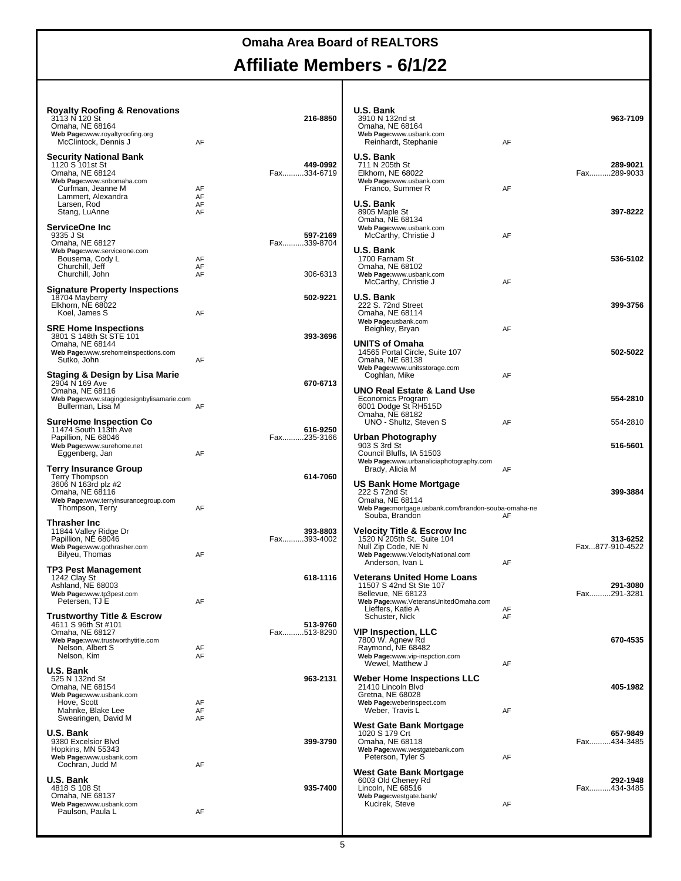# Omaha Area Board of REALTORS

## Affiliate Members - 6/1/22

**Royalty Roofing & Renovations**
3113 N 120 St
Omaha, NE 68164
Web Page:www.royaltyroofing.org
McClintock, Dennis J — AF
**216-8850**

**Security National Bank**
1120 S 101st St
Omaha, NE 68124
Web Page:www.snbomaha.com
Curfman, Jeanne M — AF
Lammert, Alexandra — AF
Larsen, Rod — AF
Stang, LuAnne — AF
**449-0992**
Fax..........334-6719

**ServiceOne Inc**
9335 J St
Omaha, NE 68127
Web Page:www.serviceone.com
Bousema, Cody L — AF
Churchill, Jeff — AF
Churchill, John — AF — 306-6313
**597-2169**
Fax..........339-8704

**Signature Property Inspections**
18704 Mayberry
Elkhorn, NE 68022
Koel, James S — AF
**502-9221**

**SRE Home Inspections**
3801 S 148th St STE 101
Omaha, NE 68144
Web Page:www.srehomeinspections.com
Sutko, John — AF
**393-3696**

**Staging & Design by Lisa Marie**
2904 N 169 Ave
Omaha, NE 68116
Web Page:www.stagingdesignbylisamarie.com
Bullerman, Lisa M — AF
**670-6713**

**SureHome Inspection Co**
11474 South 113th Ave
Papillion, NE 68046
Web Page:www.surehome.net
Eggenberg, Jan — AF
**616-9250**
Fax..........235-3166

**Terry Insurance Group**
Terry Thompson
3606 N 163rd plz #2
Omaha, NE 68116
Web Page:www.terryinsurancegroup.com
Thompson, Terry — AF
**614-7060**

**Thrasher Inc**
11844 Valley Ridge Dr
Papillion, NE 68046
Web Page:www.gothrasher.com
Bilyeu, Thomas — AF
**393-8803**
Fax..........393-4002

**TP3 Pest Management**
1242 Clay St
Ashland, NE 68003
Web Page:www.tp3pest.com
Petersen, TJ E — AF
**618-1116**

**Trustworthy Title & Escrow**
4611 S 96th St #101
Omaha, NE 68127
Web Page:www.trustworthytitle.com
Nelson, Albert S — AF
Nelson, Kim — AF
**513-9760**
Fax..........513-8290

**U.S. Bank**
525 N 132nd St
Omaha, NE 68154
Web Page:www.usbank.com
Hove, Scott — AF
Mahnke, Blake Lee — AF
Swearingen, David M — AF
**963-2131**

**U.S. Bank**
9380 Excelsior Blvd
Hopkins, MN 55343
Web Page:www.usbank.com
Cochran, Judd M — AF
**399-3790**

**U.S. Bank**
4818 S 108 St
Omaha, NE 68137
Web Page:www.usbank.com
Paulson, Paula L — AF
**935-7400**

**U.S. Bank**
3910 N 132nd st
Omaha, NE 68164
Web Page:www.usbank.com
Reinhardt, Stephanie — AF
**963-7109**

**U.S. Bank**
711 N 205th St
Elkhorn, NE 68022
Web Page:www.usbank.com
Franco, Summer R — AF
**289-9021**
Fax..........289-9033

**U.S. Bank**
8905 Maple St
Omaha, NE 68134
Web Page:www.usbank.com
McCarthy, Christie J — AF
**397-8222**

**U.S. Bank**
1700 Farnam St
Omaha, NE 68102
Web Page:www.usbank.com
McCarthy, Christie J — AF
**536-5102**

**U.S. Bank**
222 S. 72nd Street
Omaha, NE 68114
Web Page:usbank.com
Beighley, Bryan — AF
**399-3756**

**UNITS of Omaha**
14565 Portal Circle, Suite 107
Omaha, NE 68138
Web Page:www.unitsstorage.com
Coghlan, Mike — AF
**502-5022**

**UNO Real Estate & Land Use**
Economics Program
6001 Dodge St RH515D
Omaha, NE 68182
UNO - Shultz, Steven S — AF — 554-2810
**554-2810**

**Urban Photography**
903 S 3rd St
Council Bluffs, IA 51503
Web Page:www.urbanaliciaphotography.com
Brady, Alicia M — AF
**516-5601**

**US Bank Home Mortgage**
222 S 72nd St
Omaha, NE 68114
Web Page:mortgage.usbank.com/brandon-souba-omaha-ne
Souba, Brandon — AF
**399-3884**

**Velocity Title & Escrow Inc**
1520 N 205th St. Suite 104
Null Zip Code, NE N
Web Page:www.VelocityNational.com
Anderson, Ivan L — AF
**313-6252**
Fax...877-910-4522

**Veterans United Home Loans**
11507 S 42nd St Ste 107
Bellevue, NE 68123
Web Page:www.VeteransUnitedOmaha.com
Lieffers, Katie A — AF
Schuster, Nick — AF
**291-3080**
Fax..........291-3281

**VIP Inspection, LLC**
7800 W. Agnew Rd
Raymond, NE 68482
Web Page:www.vip-inspction.com
Wewel, Matthew J — AF
**670-4535**

**Weber Home Inspections LLC**
21410 Lincoln Blvd
Gretna, NE 68028
Web Page:weberinspect.com
Weber, Travis L — AF
**405-1982**

**West Gate Bank Mortgage**
1020 S 179 Crt
Omaha, NE 68118
Web Page:www.westgatebank.com
Peterson, Tyler S — AF
**657-9849**
Fax..........434-3485

**West Gate Bank Mortgage**
6003 Old Cheney Rd
Lincoln, NE 68516
Web Page:westgate.bank/
Kucirek, Steve — AF
**292-1948**
Fax..........434-3485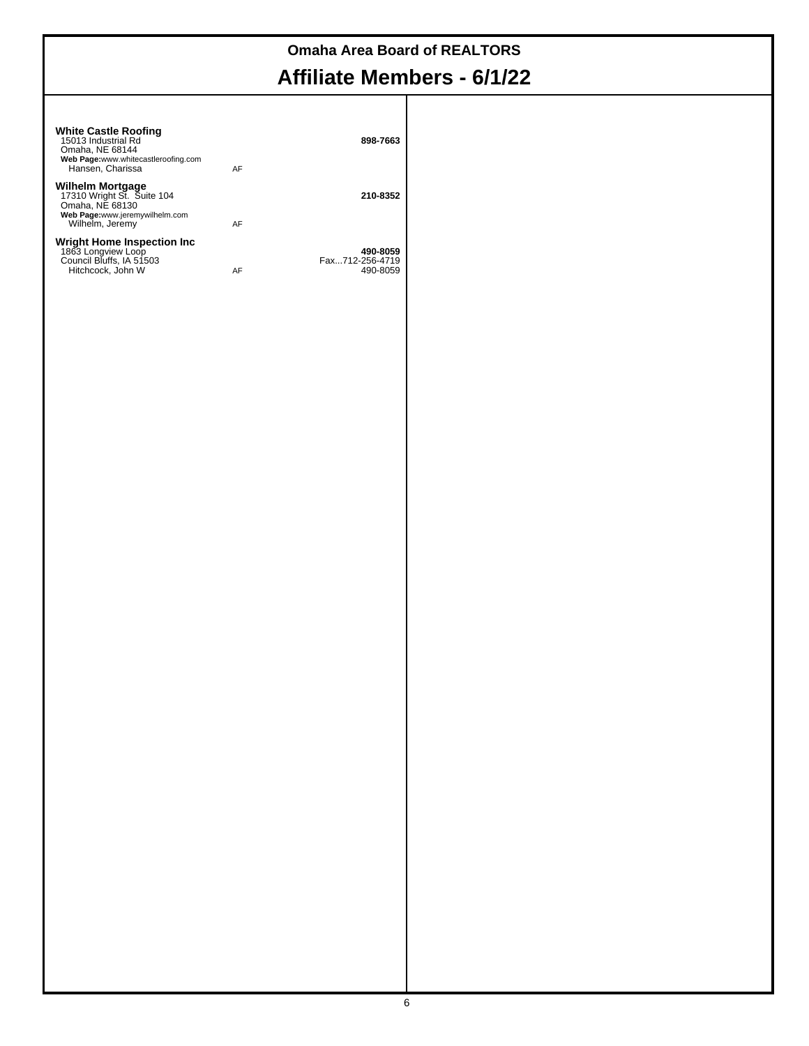# Omaha Area Board of REALTORS

## Affiliate Members - 6/1/22

**White Castle Roofing**
15013 Industrial Rd
Omaha, NE 68144
**Web Page:**www.whitecastleroofing.com
Hansen, Charissa AF

**898-7663**

**Wilhelm Mortgage**
17310 Wright St. Suite 104
Omaha, NE 68130
**Web Page:**www.jeremywilhelm.com
Wilhelm, Jeremy AF

**210-8352**

**Wright Home Inspection Inc**
1863 Longview Loop
Council Bluffs, IA 51503
Hitchcock, John W AF

**490-8059**
Fax...712-256-4719
490-8059